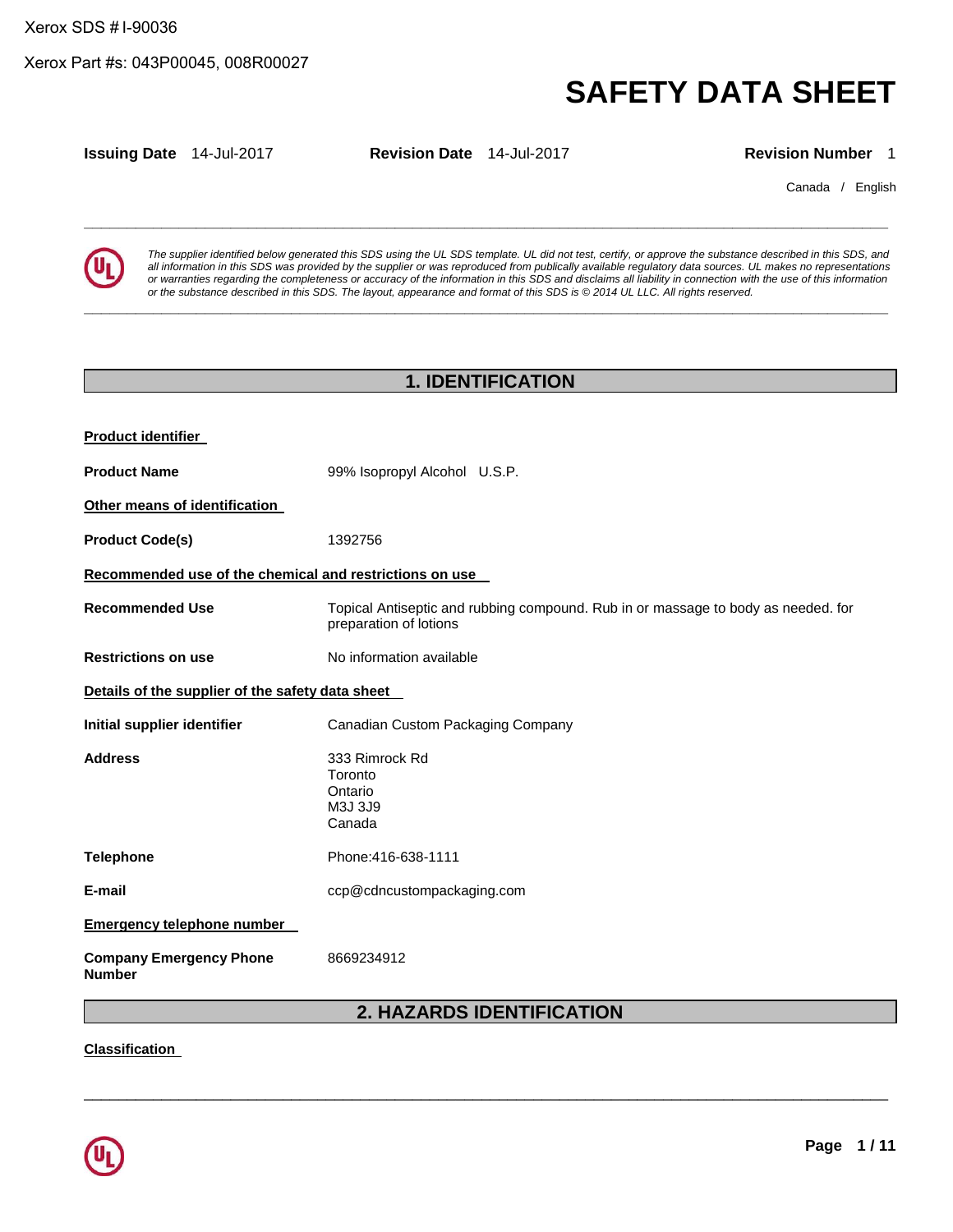Xerox SDS # I-90036

Xerox Part #s: 043P00045, 008R00027

# SAFETY DATA SHEET

**Issuing Date** 14-Jul-2017 **Revision Date** 14-Jul-2017 **Revision Number** 1

Canada / English

*The supplier identified below generated this SDS using the UL SDS template. UL did not test, certify, or approve the substance described in this SDS, and all information in this SDS was provided by the supplier or was reproduced from publically available regulatory data sources. UL makes no representations or warranties regarding the completeness or accuracy of the information in this SDS and disclaims all liability in connection with the use of this information or the substance described in this SDS. The layout, appearance and format of this SDS is © 2014 UL LLC. All rights reserved.*

## 1. IDENTIFICATION

**Product identifier**

**Product Name** 99% Isopropyl Alcohol U.S.P.

**Other means of identification**

**Product Code(s)** 1392756

**Recommended use of the chemical and restrictions on use**

**Recommended Use** Topical Antiseptic and rubbing compound. Rub in or massage to body as needed. for preparation of lotions

**Restrictions on use** No information available

**Details of the supplier of the safety data sheet**

**Initial supplier identifier** Canadian Custom Packaging Company

**Address** 333 Rimrock Rd  
Toronto  
Ontario  
M3J 3J9  
Canada

**Telephone** Phone:416-638-1111

**E-mail** ccp@cdncustompackaging.com

**Emergency telephone number**

**Company Emergency Phone Number** 8669234912

## 2. HAZARDS IDENTIFICATION

**Classification**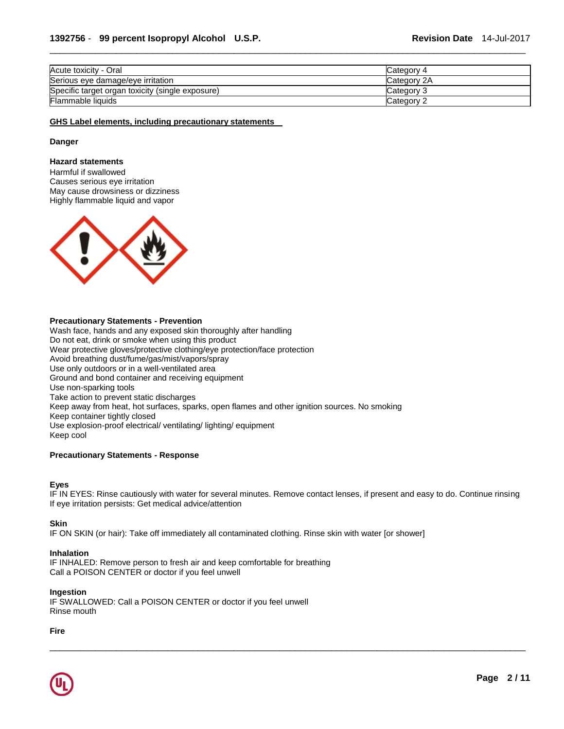| | |
|---|---|
| Acute toxicity - Oral | Category 4 |
| Serious eye damage/eye irritation | Category 2A |
| Specific target organ toxicity (single exposure) | Category 3 |
| Flammable liquids | Category 2 |

## GHS Label elements, including precautionary statements

**Danger**

**Hazard statements**

Harmful if swallowed
Causes serious eye irritation
May cause drowsiness or dizziness
Highly flammable liquid and vapor

**Precautionary Statements - Prevention**

Wash face, hands and any exposed skin thoroughly after handling
Do not eat, drink or smoke when using this product
Wear protective gloves/protective clothing/eye protection/face protection
Avoid breathing dust/fume/gas/mist/vapors/spray
Use only outdoors or in a well-ventilated area
Ground and bond container and receiving equipment
Use non-sparking tools
Take action to prevent static discharges
Keep away from heat, hot surfaces, sparks, open flames and other ignition sources. No smoking
Keep container tightly closed
Use explosion-proof electrical/ ventilating/ lighting/ equipment
Keep cool

**Precautionary Statements - Response**

**Eyes**

IF IN EYES: Rinse cautiously with water for several minutes. Remove contact lenses, if present and easy to do. Continue rinsing
If eye irritation persists: Get medical advice/attention

**Skin**

IF ON SKIN (or hair): Take off immediately all contaminated clothing. Rinse skin with water [or shower]

**Inhalation**

IF INHALED: Remove person to fresh air and keep comfortable for breathing
Call a POISON CENTER or doctor if you feel unwell

**Ingestion**

IF SWALLOWED: Call a POISON CENTER or doctor if you feel unwell
Rinse mouth

**Fire**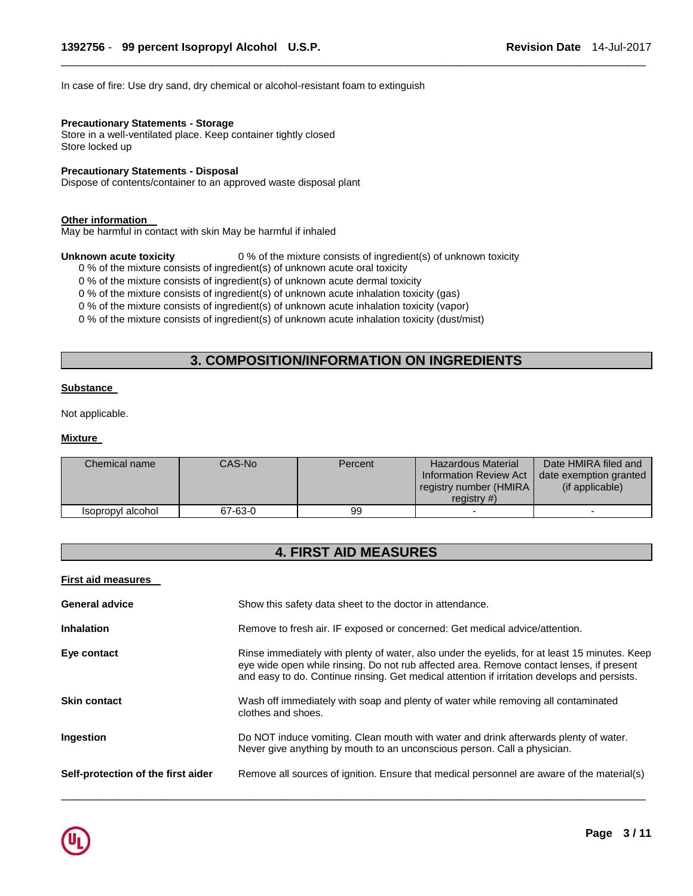In case of fire: Use dry sand, dry chemical or alcohol-resistant foam to extinguish

**Precautionary Statements - Storage**
Store in a well-ventilated place. Keep container tightly closed
Store locked up

**Precautionary Statements - Disposal**
Dispose of contents/container to an approved waste disposal plant

**Other information**
May be harmful in contact with skin May be harmful if inhaled

**Unknown acute toxicity** 0 % of the mixture consists of ingredient(s) of unknown toxicity
0 % of the mixture consists of ingredient(s) of unknown acute oral toxicity
0 % of the mixture consists of ingredient(s) of unknown acute dermal toxicity
0 % of the mixture consists of ingredient(s) of unknown acute inhalation toxicity (gas)
0 % of the mixture consists of ingredient(s) of unknown acute inhalation toxicity (vapor)
0 % of the mixture consists of ingredient(s) of unknown acute inhalation toxicity (dust/mist)

## 3. COMPOSITION/INFORMATION ON INGREDIENTS

**Substance**

Not applicable.

**Mixture**

| Chemical name | CAS-No | Percent | Hazardous Material Information Review Act registry number (HMIRA registry #) | Date HMIRA filed and date exemption granted (if applicable) |
|---|---|---|---|---|
| Isopropyl alcohol | 67-63-0 | 99 | - | - |

## 4. FIRST AID MEASURES

**First aid measures**

**General advice** Show this safety data sheet to the doctor in attendance.

**Inhalation** Remove to fresh air. IF exposed or concerned: Get medical advice/attention.

**Eye contact** Rinse immediately with plenty of water, also under the eyelids, for at least 15 minutes. Keep eye wide open while rinsing. Do not rub affected area. Remove contact lenses, if present and easy to do. Continue rinsing. Get medical attention if irritation develops and persists.

**Skin contact** Wash off immediately with soap and plenty of water while removing all contaminated clothes and shoes.

**Ingestion** Do NOT induce vomiting. Clean mouth with water and drink afterwards plenty of water. Never give anything by mouth to an unconscious person. Call a physician.

**Self-protection of the first aider** Remove all sources of ignition. Ensure that medical personnel are aware of the material(s)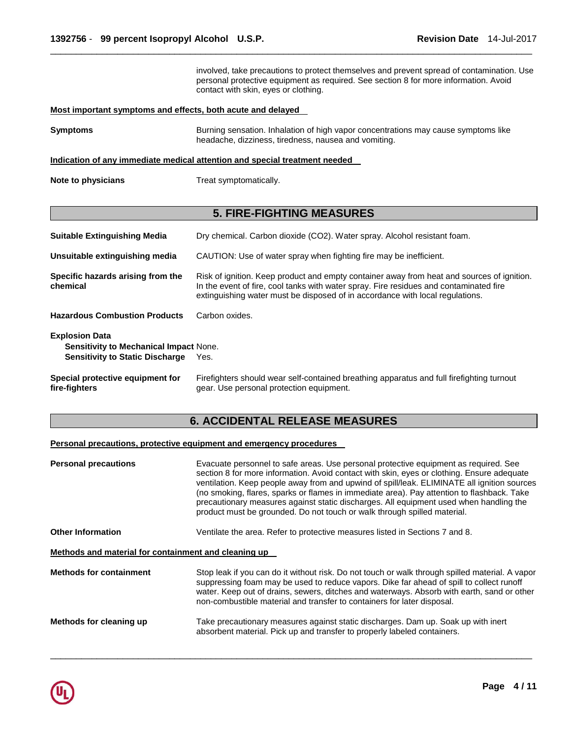involved, take precautions to protect themselves and prevent spread of contamination. Use personal protective equipment as required. See section 8 for more information. Avoid contact with skin, eyes or clothing.

**Most important symptoms and effects, both acute and delayed**

**Symptoms** Burning sensation. Inhalation of high vapor concentrations may cause symptoms like headache, dizziness, tiredness, nausea and vomiting.

**Indication of any immediate medical attention and special treatment needed**

**Note to physicians** Treat symptomatically.

## 5. FIRE-FIGHTING MEASURES

**Suitable Extinguishing Media** Dry chemical. Carbon dioxide ($CO_2$). Water spray. Alcohol resistant foam.

**Unsuitable extinguishing media** CAUTION: Use of water spray when fighting fire may be inefficient.

**Specific hazards arising from the chemical** Risk of ignition. Keep product and empty container away from heat and sources of ignition. In the event of fire, cool tanks with water spray. Fire residues and contaminated fire extinguishing water must be disposed of in accordance with local regulations.

**Hazardous Combustion Products** Carbon oxides.

**Explosion Data**

**Sensitivity to Mechanical Impact** None.

**Sensitivity to Static Discharge** Yes.

**Special protective equipment for fire-fighters** Firefighters should wear self-contained breathing apparatus and full firefighting turnout gear. Use personal protection equipment.

## 6. ACCIDENTAL RELEASE MEASURES

**Personal precautions, protective equipment and emergency procedures**

**Personal precautions** Evacuate personnel to safe areas. Use personal protective equipment as required. See section 8 for more information. Avoid contact with skin, eyes or clothing. Ensure adequate ventilation. Keep people away from and upwind of spill/leak. ELIMINATE all ignition sources (no smoking, flares, sparks or flames in immediate area). Pay attention to flashback. Take precautionary measures against static discharges. All equipment used when handling the product must be grounded. Do not touch or walk through spilled material.

**Other Information** Ventilate the area. Refer to protective measures listed in Sections 7 and 8.

**Methods and material for containment and cleaning up**

**Methods for containment** Stop leak if you can do it without risk. Do not touch or walk through spilled material. A vapor suppressing foam may be used to reduce vapors. Dike far ahead of spill to collect runoff water. Keep out of drains, sewers, ditches and waterways. Absorb with earth, sand or other non-combustible material and transfer to containers for later disposal.

**Methods for cleaning up** Take precautionary measures against static discharges. Dam up. Soak up with inert absorbent material. Pick up and transfer to properly labeled containers.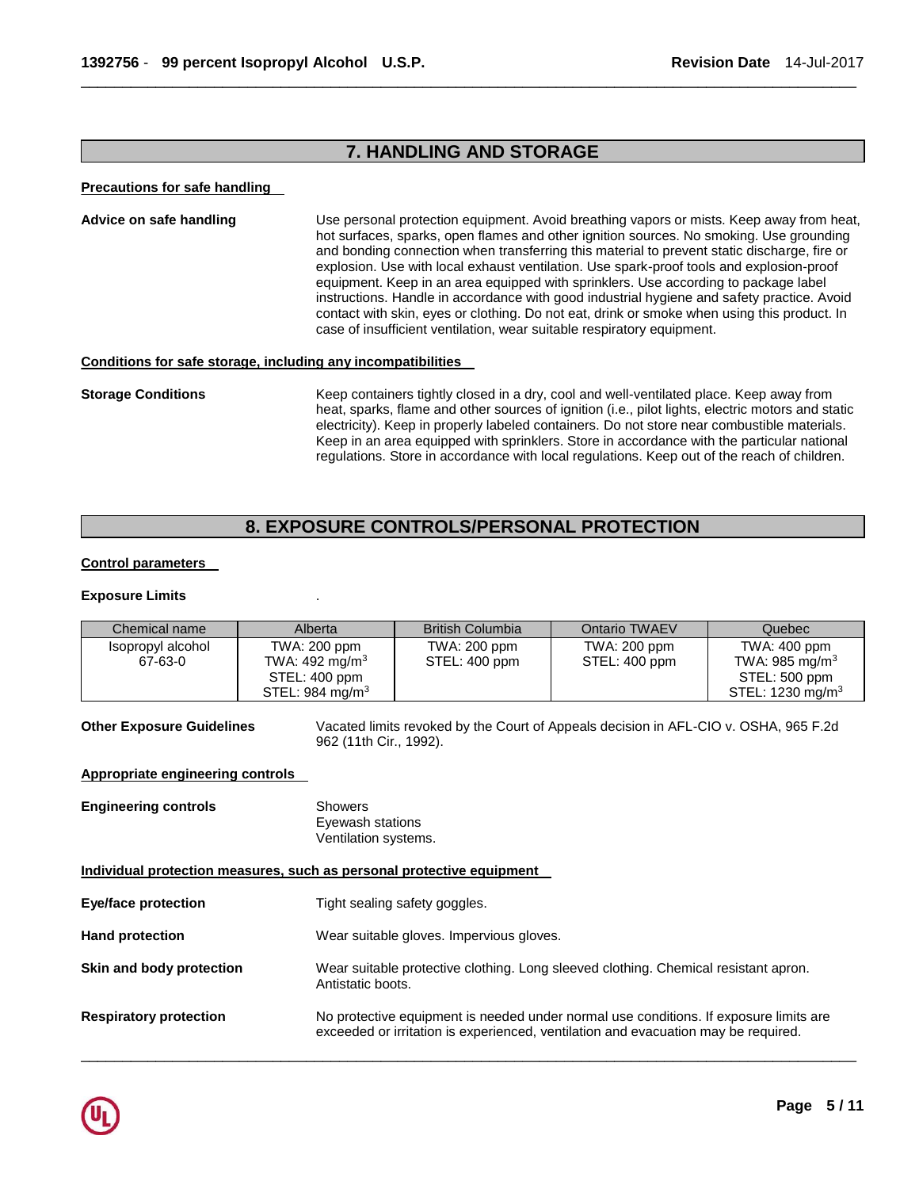## 7. HANDLING AND STORAGE

**Precautions for safe handling**

**Advice on safe handling** Use personal protection equipment. Avoid breathing vapors or mists. Keep away from heat, hot surfaces, sparks, open flames and other ignition sources. No smoking. Use grounding and bonding connection when transferring this material to prevent static discharge, fire or explosion. Use with local exhaust ventilation. Use spark-proof tools and explosion-proof equipment. Keep in an area equipped with sprinklers. Use according to package label instructions. Handle in accordance with good industrial hygiene and safety practice. Avoid contact with skin, eyes or clothing. Do not eat, drink or smoke when using this product. In case of insufficient ventilation, wear suitable respiratory equipment.

**Conditions for safe storage, including any incompatibilities**

**Storage Conditions** Keep containers tightly closed in a dry, cool and well-ventilated place. Keep away from heat, sparks, flame and other sources of ignition (i.e., pilot lights, electric motors and static electricity). Keep in properly labeled containers. Do not store near combustible materials. Keep in an area equipped with sprinklers. Store in accordance with the particular national regulations. Store in accordance with local regulations. Keep out of the reach of children.

## 8. EXPOSURE CONTROLS/PERSONAL PROTECTION

**Control parameters**

**Exposure Limits** .

| Chemical name | Alberta | British Columbia | Ontario TWAEV | Quebec |
|---|---|---|---|---|
| Isopropyl alcohol 67-63-0 | TWA: 200 ppm<br>TWA: 492 $mg/m^3$<br>STEL: 400 ppm<br>STEL: 984 $mg/m^3$ | TWA: 200 ppm<br>STEL: 400 ppm | TWA: 200 ppm<br>STEL: 400 ppm | TWA: 400 ppm<br>TWA: 985 $mg/m^3$<br>STEL: 500 ppm<br>STEL: 1230 $mg/m^3$ |

**Other Exposure Guidelines** Vacated limits revoked by the Court of Appeals decision in AFL-CIO v. OSHA, 965 F.2d 962 (11th Cir., 1992).

**Appropriate engineering controls**

**Engineering controls** Showers
Eyewash stations
Ventilation systems.

**Individual protection measures, such as personal protective equipment**

**Eye/face protection** Tight sealing safety goggles.

**Hand protection** Wear suitable gloves. Impervious gloves.

**Skin and body protection** Wear suitable protective clothing. Long sleeved clothing. Chemical resistant apron. Antistatic boots.

**Respiratory protection** No protective equipment is needed under normal use conditions. If exposure limits are exceeded or irritation is experienced, ventilation and evacuation may be required.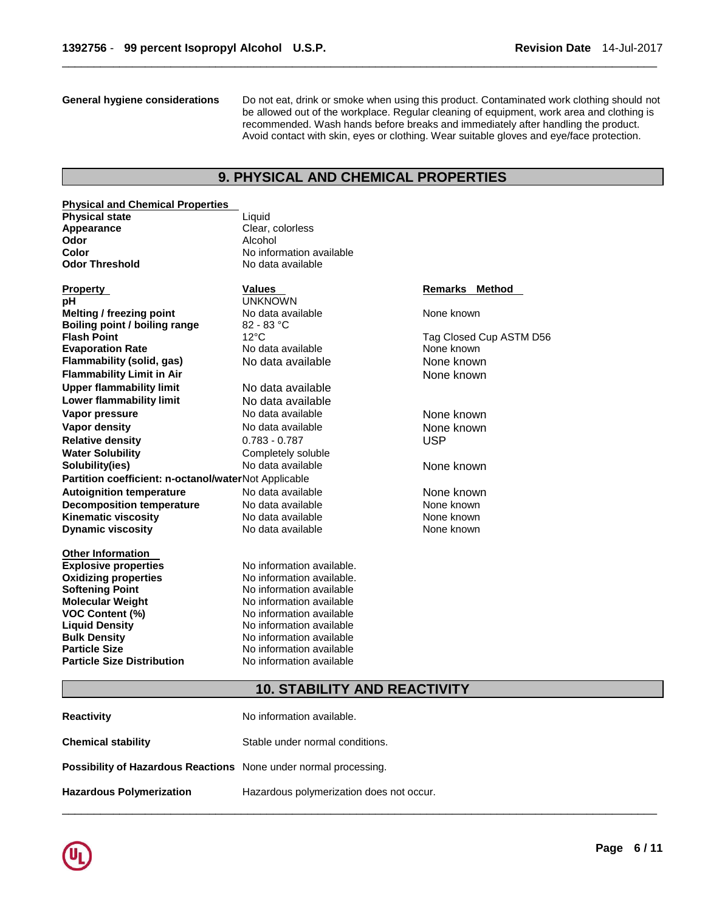**General hygiene considerations** Do not eat, drink or smoke when using this product. Contaminated work clothing should not be allowed out of the workplace. Regular cleaning of equipment, work area and clothing is recommended. Wash hands before breaks and immediately after handling the product. Avoid contact with skin, eyes or clothing. Wear suitable gloves and eye/face protection.

## 9. PHYSICAL AND CHEMICAL PROPERTIES

**Physical and Chemical Properties**

| | |
|---|---|
| **Physical state** | Liquid |
| **Appearance** | Clear, colorless |
| **Odor** | Alcohol |
| **Color** | No information available |
| **Odor Threshold** | No data available |

| Property | Values | Remarks Method |
|---|---|---|
| **pH** | UNKNOWN | |
| **Melting / freezing point** | No data available | None known |
| **Boiling point / boiling range** | 82 - 83 °C | |
| **Flash Point** | 12°C | Tag Closed Cup ASTM D56 |
| **Evaporation Rate** | No data available | None known |
| **Flammability (solid, gas)** | No data available | None known |
| **Flammability Limit in Air** | | None known |
| **Upper flammability limit** | No data available | |
| **Lower flammability limit** | No data available | |
| **Vapor pressure** | No data available | None known |
| **Vapor density** | No data available | None known |
| **Relative density** | 0.783 - 0.787 | USP |
| **Water Solubility** | Completely soluble | |
| **Solubility(ies)** | No data available | None known |
| **Partition coefficient: n-octanol/water** | Not Applicable | |
| **Autoignition temperature** | No data available | None known |
| **Decomposition temperature** | No data available | None known |
| **Kinematic viscosity** | No data available | None known |
| **Dynamic viscosity** | No data available | None known |

**Other Information**

| | |
|---|---|
| **Explosive properties** | No information available. |
| **Oxidizing properties** | No information available. |
| **Softening Point** | No information available |
| **Molecular Weight** | No information available |
| **VOC Content (%)** | No information available |
| **Liquid Density** | No information available |
| **Bulk Density** | No information available |
| **Particle Size** | No information available |
| **Particle Size Distribution** | No information available |

## 10. STABILITY AND REACTIVITY

**Reactivity** No information available.

**Chemical stability** Stable under normal conditions.

**Possibility of Hazardous Reactions** None under normal processing.

**Hazardous Polymerization** Hazardous polymerization does not occur.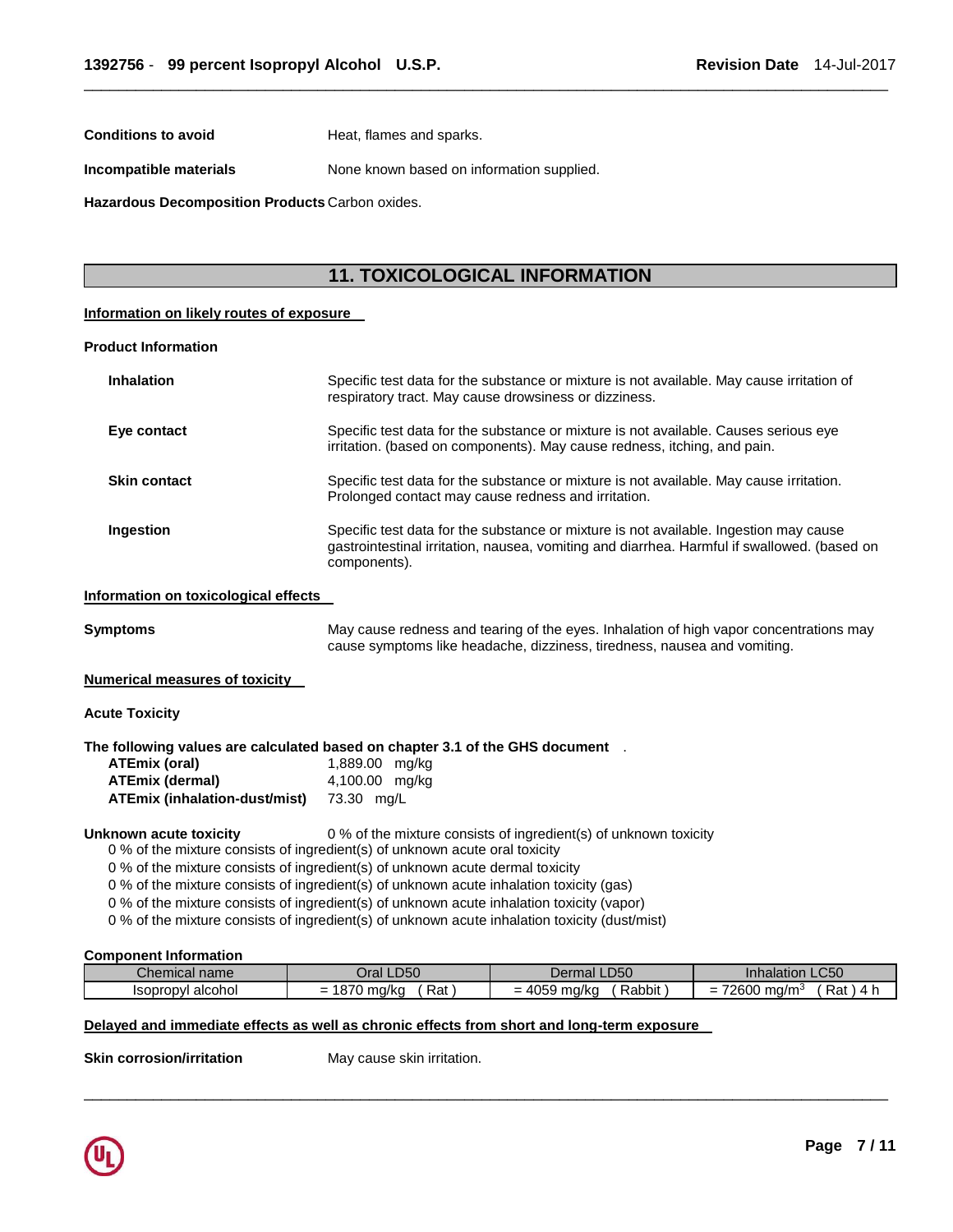**Conditions to avoid** Heat, flames and sparks.

**Incompatible materials** None known based on information supplied.

**Hazardous Decomposition Products** Carbon oxides.

## 11. TOXICOLOGICAL INFORMATION

**Information on likely routes of exposure**

**Product Information**

**Inhalation** Specific test data for the substance or mixture is not available. May cause irritation of respiratory tract. May cause drowsiness or dizziness.

**Eye contact** Specific test data for the substance or mixture is not available. Causes serious eye irritation. (based on components). May cause redness, itching, and pain.

**Skin contact** Specific test data for the substance or mixture is not available. May cause irritation. Prolonged contact may cause redness and irritation.

**Ingestion** Specific test data for the substance or mixture is not available. Ingestion may cause gastrointestinal irritation, nausea, vomiting and diarrhea. Harmful if swallowed. (based on components).

**Information on toxicological effects**

**Symptoms** May cause redness and tearing of the eyes. Inhalation of high vapor concentrations may cause symptoms like headache, dizziness, tiredness, nausea and vomiting.

**Numerical measures of toxicity**

**Acute Toxicity**

**The following values are calculated based on chapter 3.1 of the GHS document** .

**ATEmix (oral)** 1,889.00 mg/kg
**ATEmix (dermal)** 4,100.00 mg/kg
**ATEmix (inhalation-dust/mist)** 73.30 mg/L

**Unknown acute toxicity** 0 % of the mixture consists of ingredient(s) of unknown toxicity

0 % of the mixture consists of ingredient(s) of unknown acute oral toxicity
0 % of the mixture consists of ingredient(s) of unknown acute dermal toxicity
0 % of the mixture consists of ingredient(s) of unknown acute inhalation toxicity (gas)
0 % of the mixture consists of ingredient(s) of unknown acute inhalation toxicity (vapor)
0 % of the mixture consists of ingredient(s) of unknown acute inhalation toxicity (dust/mist)

**Component Information**

| Chemical name | Oral LD50 | Dermal LD50 | Inhalation LC50 |
|---|---|---|---|
| Isopropyl alcohol | = 1870 mg/kg ( Rat ) | = 4059 mg/kg ( Rabbit ) | = 72600 mg/m$^3$ ( Rat ) 4 h |

**Delayed and immediate effects as well as chronic effects from short and long-term exposure**

**Skin corrosion/irritation** May cause skin irritation.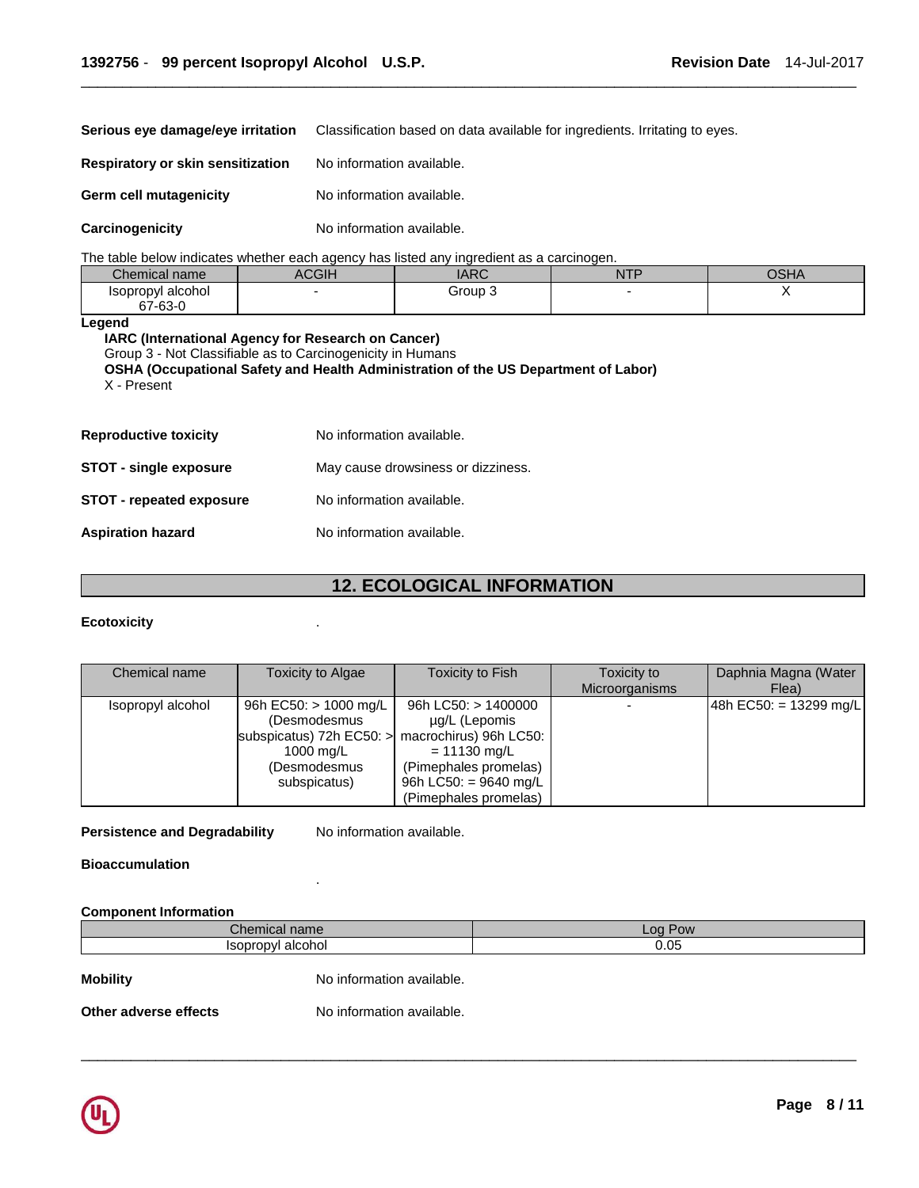**Serious eye damage/eye irritation** Classification based on data available for ingredients. Irritating to eyes.

**Respiratory or skin sensitization** No information available.

**Germ cell mutagenicity** No information available.

**Carcinogenicity** No information available.

The table below indicates whether each agency has listed any ingredient as a carcinogen.

| Chemical name | ACGIH | IARC | NTP | OSHA |
|---|---|---|---|---|
| Isopropyl alcohol 67-63-0 | - | Group 3 | - | X |

**Legend**

**IARC (International Agency for Research on Cancer)**
Group 3 - Not Classifiable as to Carcinogenicity in Humans
**OSHA (Occupational Safety and Health Administration of the US Department of Labor)**
X - Present

**Reproductive toxicity** No information available.

**STOT - single exposure** May cause drowsiness or dizziness.

**STOT - repeated exposure** No information available.

**Aspiration hazard** No information available.

## 12. ECOLOGICAL INFORMATION

**Ecotoxicity** .

| Chemical name | Toxicity to Algae | Toxicity to Fish | Toxicity to Microorganisms | Daphnia Magna (Water Flea) |
|---|---|---|---|---|
| Isopropyl alcohol | 96h EC50: > 1000 mg/L (Desmodesmus subspicatus) 72h EC50: > 1000 mg/L (Desmodesmus subspicatus) | 96h LC50: > 1400000 µg/L (Lepomis macrochirus) 96h LC50: = 11130 mg/L (Pimephales promelas) 96h LC50: = 9640 mg/L (Pimephales promelas) | - | 48h EC50: = 13299 mg/L |

**Persistence and Degradability** No information available.

**Bioaccumulation**

.

**Component Information**

| Chemical name | Log Pow |
|---|---|
| Isopropyl alcohol | 0.05 |

**Mobility** No information available.

**Other adverse effects** No information available.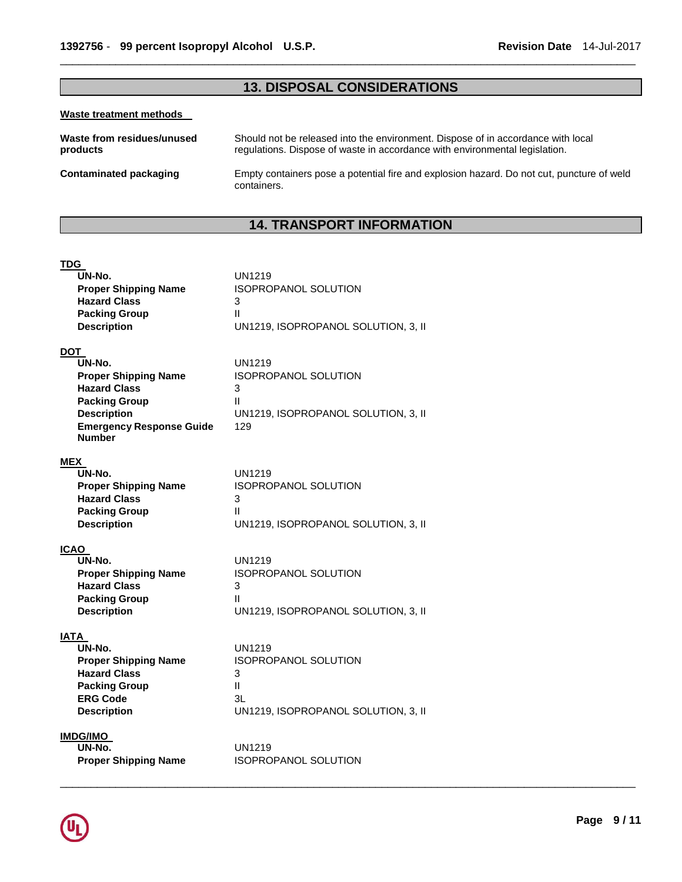## 13. DISPOSAL CONSIDERATIONS

**Waste treatment methods**

| | |
|---|---|
| **Waste from residues/unused products** | Should not be released into the environment. Dispose of in accordance with local regulations. Dispose of waste in accordance with environmental legislation. |
| **Contaminated packaging** | Empty containers pose a potential fire and explosion hazard. Do not cut, puncture of weld containers. |

## 14. TRANSPORT INFORMATION

**TDG**

| | |
|---|---|
| **UN-No.** | UN1219 |
| **Proper Shipping Name** | ISOPROPANOL SOLUTION |
| **Hazard Class** | 3 |
| **Packing Group** | II |
| **Description** | UN1219, ISOPROPANOL SOLUTION, 3, II |

**DOT**

| | |
|---|---|
| **UN-No.** | UN1219 |
| **Proper Shipping Name** | ISOPROPANOL SOLUTION |
| **Hazard Class** | 3 |
| **Packing Group** | II |
| **Description** | UN1219, ISOPROPANOL SOLUTION, 3, II |
| **Emergency Response Guide Number** | 129 |

**MEX**

| | |
|---|---|
| **UN-No.** | UN1219 |
| **Proper Shipping Name** | ISOPROPANOL SOLUTION |
| **Hazard Class** | 3 |
| **Packing Group** | II |
| **Description** | UN1219, ISOPROPANOL SOLUTION, 3, II |

**ICAO**

| | |
|---|---|
| **UN-No.** | UN1219 |
| **Proper Shipping Name** | ISOPROPANOL SOLUTION |
| **Hazard Class** | 3 |
| **Packing Group** | II |
| **Description** | UN1219, ISOPROPANOL SOLUTION, 3, II |

**IATA**

| | |
|---|---|
| **UN-No.** | UN1219 |
| **Proper Shipping Name** | ISOPROPANOL SOLUTION |
| **Hazard Class** | 3 |
| **Packing Group** | II |
| **ERG Code** | 3L |
| **Description** | UN1219, ISOPROPANOL SOLUTION, 3, II |

**IMDG/IMO**

| | |
|---|---|
| **UN-No.** | UN1219 |
| **Proper Shipping Name** | ISOPROPANOL SOLUTION |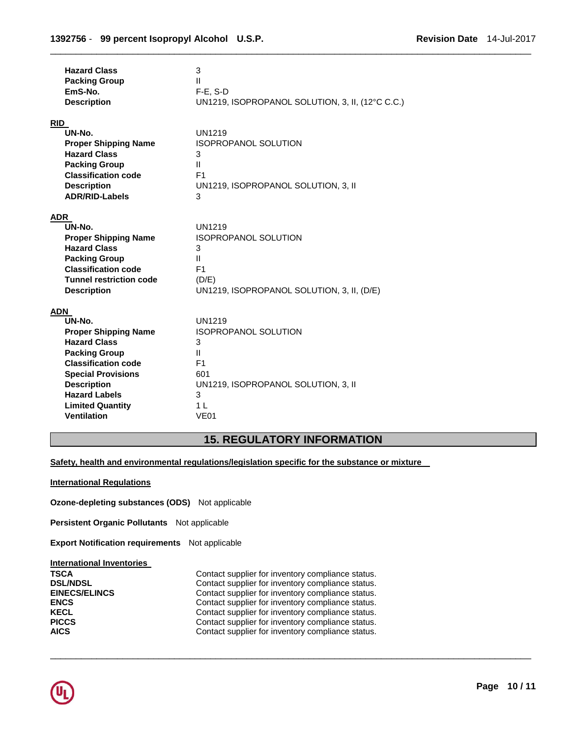| | |
|---|---|
| **Hazard Class** | 3 |
| **Packing Group** | II |
| **EmS-No.** | F-E, S-D |
| **Description** | UN1219, ISOPROPANOL SOLUTION, 3, II, (12°C C.C.) |

**RID**

| | |
|---|---|
| **UN-No.** | UN1219 |
| **Proper Shipping Name** | ISOPROPANOL SOLUTION |
| **Hazard Class** | 3 |
| **Packing Group** | II |
| **Classification code** | F1 |
| **Description** | UN1219, ISOPROPANOL SOLUTION, 3, II |
| **ADR/RID-Labels** | 3 |

**ADR**

| | |
|---|---|
| **UN-No.** | UN1219 |
| **Proper Shipping Name** | ISOPROPANOL SOLUTION |
| **Hazard Class** | 3 |
| **Packing Group** | II |
| **Classification code** | F1 |
| **Tunnel restriction code** | (D/E) |
| **Description** | UN1219, ISOPROPANOL SOLUTION, 3, II, (D/E) |

**ADN**

| | |
|---|---|
| **UN-No.** | UN1219 |
| **Proper Shipping Name** | ISOPROPANOL SOLUTION |
| **Hazard Class** | 3 |
| **Packing Group** | II |
| **Classification code** | F1 |
| **Special Provisions** | 601 |
| **Description** | UN1219, ISOPROPANOL SOLUTION, 3, II |
| **Hazard Labels** | 3 |
| **Limited Quantity** | 1 L |
| **Ventilation** | VE01 |

## 15. REGULATORY INFORMATION

**Safety, health and environmental regulations/legislation specific for the substance or mixture**

**International Regulations**

**Ozone-depleting substances (ODS)** Not applicable

**Persistent Organic Pollutants** Not applicable

**Export Notification requirements** Not applicable

**International Inventories**

| | |
|---|---|
| **TSCA** | Contact supplier for inventory compliance status. |
| **DSL/NDSL** | Contact supplier for inventory compliance status. |
| **EINECS/ELINCS** | Contact supplier for inventory compliance status. |
| **ENCS** | Contact supplier for inventory compliance status. |
| **KECL** | Contact supplier for inventory compliance status. |
| **PICCS** | Contact supplier for inventory compliance status. |
| **AICS** | Contact supplier for inventory compliance status. |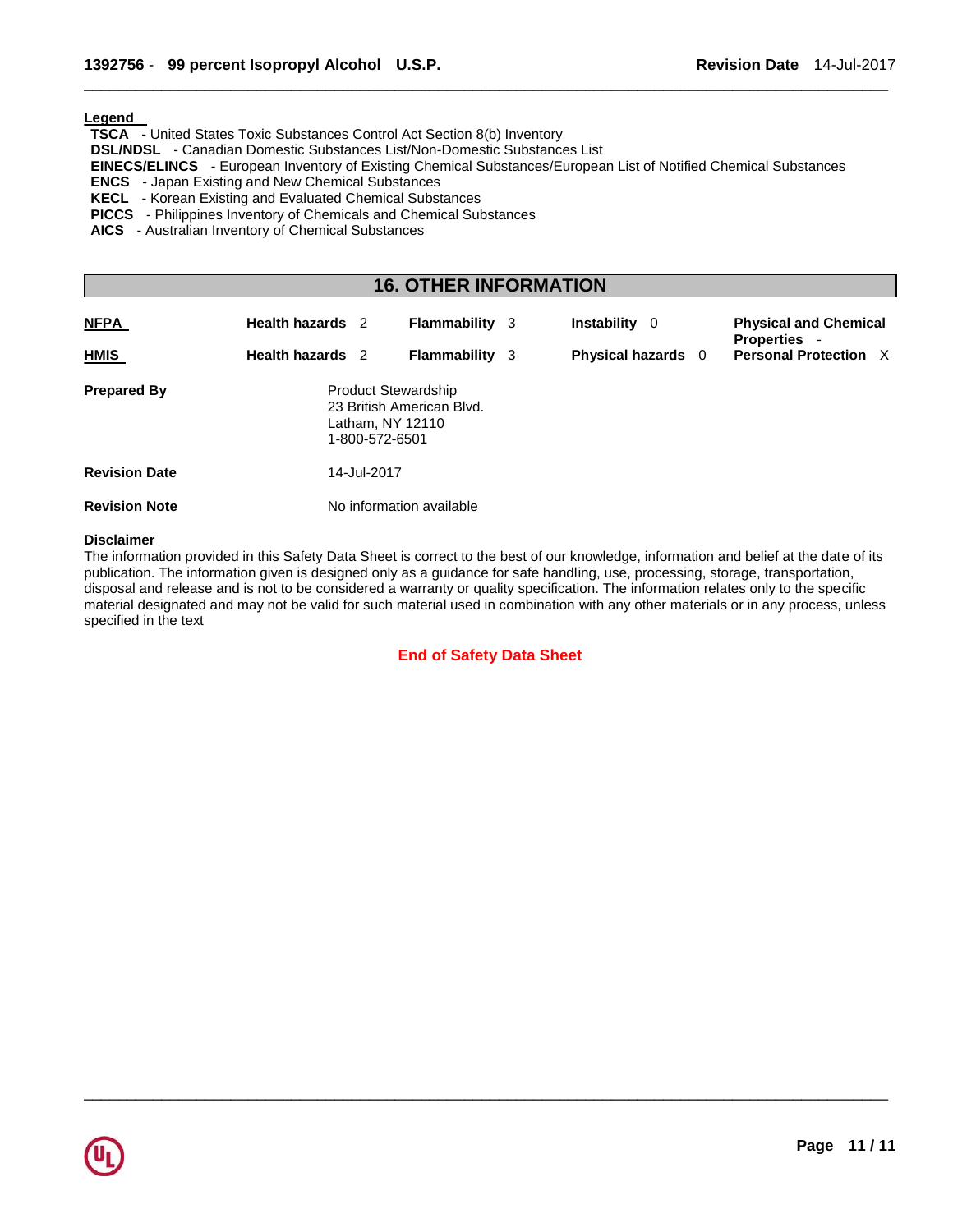**Legend**

**TSCA** - United States Toxic Substances Control Act Section 8(b) Inventory
**DSL/NDSL** - Canadian Domestic Substances List/Non-Domestic Substances List
**EINECS/ELINCS** - European Inventory of Existing Chemical Substances/European List of Notified Chemical Substances
**ENCS** - Japan Existing and New Chemical Substances
**KECL** - Korean Existing and Evaluated Chemical Substances
**PICCS** - Philippines Inventory of Chemicals and Chemical Substances
**AICS** - Australian Inventory of Chemical Substances

## 16. OTHER INFORMATION

| | | | | |
|---|---|---|---|---|
| **NFPA** | **Health hazards** 2 | **Flammability** 3 | **Instability** 0 | **Physical and Chemical Properties** - |
| **HMIS** | **Health hazards** 2 | **Flammability** 3 | **Physical hazards** 0 | **Personal Protection** X |

**Prepared By**
Product Stewardship
23 British American Blvd.
Latham, NY 12110
1-800-572-6501

**Revision Date** 14-Jul-2017

**Revision Note** No information available

**Disclaimer**
The information provided in this Safety Data Sheet is correct to the best of our knowledge, information and belief at the date of its publication. The information given is designed only as a guidance for safe handling, use, processing, storage, transportation, disposal and release and is not to be considered a warranty or quality specification. The information relates only to the specific material designated and may not be valid for such material used in combination with any other materials or in any process, unless specified in the text

**End of Safety Data Sheet**